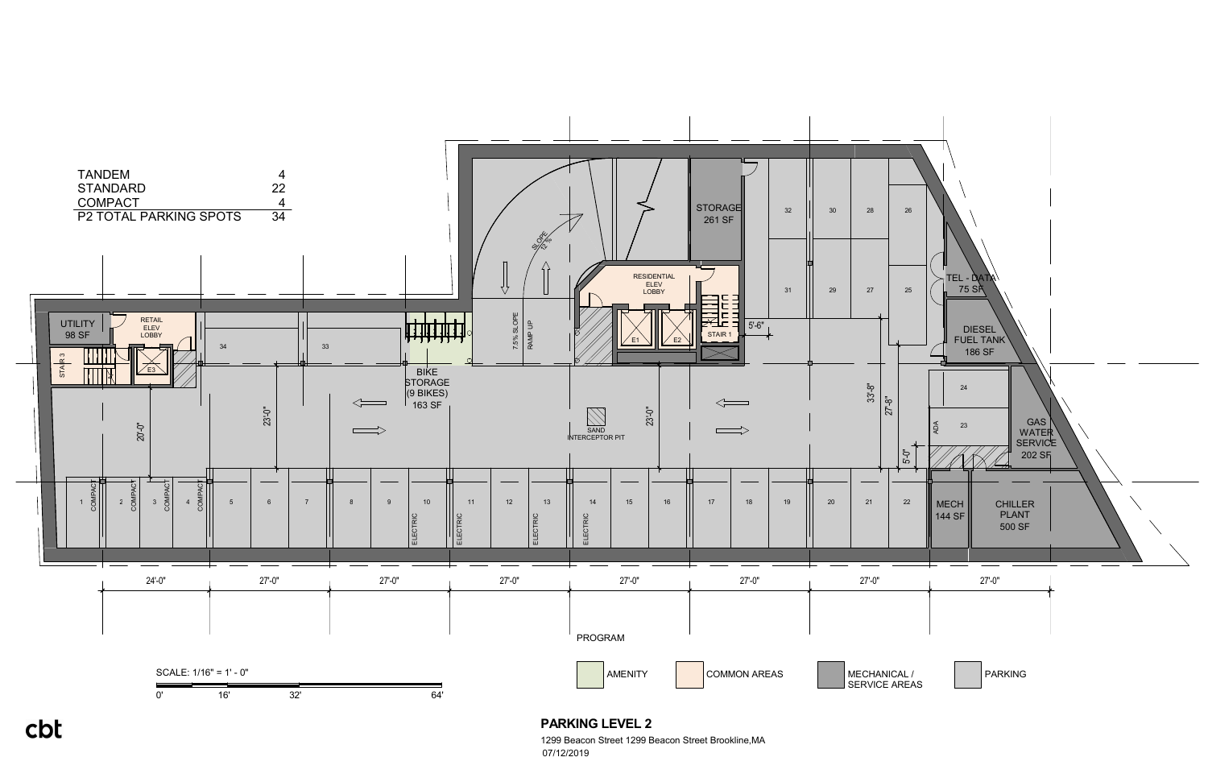| TANDEM | 4 |
|---|---|
| STANDARD | 22 |
| COMPACT | 4 |
| P2 TOTAL PARKING SPOTS | 34 |

UTILITY 98 SF

RETAIL ELEV LOBBY

STAIR 3

E3

BIKE STORAGE (9 BIKES) 163 SF

7.5% SLOPE RAMP UP

SLOPE 12%

RESIDENTIAL ELEV LOBBY

E1 E2

STAIR 1

STORAGE 261 SF

SAND INTERCEPTOR PIT

TEL - DATA 75 SF

DIESEL FUEL TANK 186 SF

GAS WATER SERVICE 202 SF

MECH 144 SF

CHILLER PLANT 500 SF

ADA

COMPACT COMPACT COMPACT COMPACT

ELECTRIC ELECTRIC ELECTRIC ELECTRIC

20'-0" 23'-0" 23'-0" 33'-8" 27'-8" 5'-0" 5'-6"

24'-0" 27'-0" 27'-0" 27'-0" 27'-0" 27'-0" 27'-0" 27'-0"

PROGRAM

- AMENITY
- COMMON AREAS
- MECHANICAL / SERVICE AREAS
- PARKING

SCALE: 1/16" = 1' - 0"

0' 16' 32' 64'

cbt

## PARKING LEVEL 2

1299 Beacon Street 1299 Beacon Street Brookline,MA

07/12/2019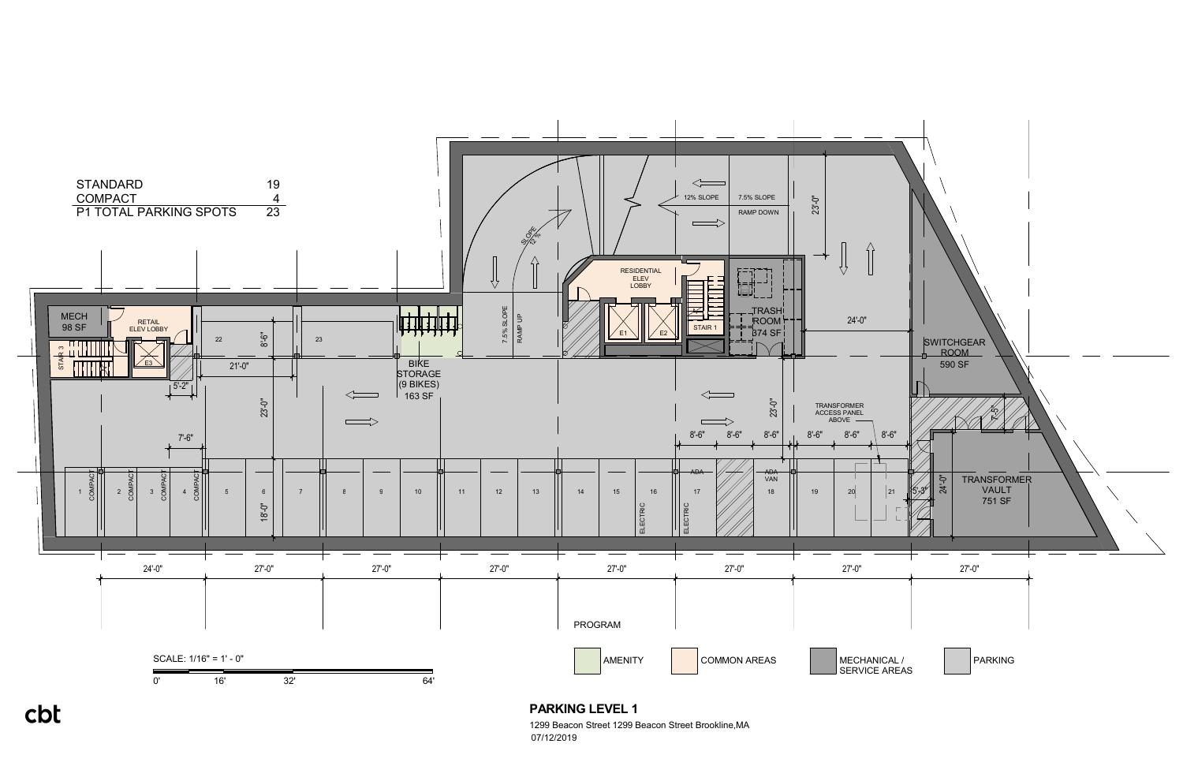| | |
|---|---|
| STANDARD | 19 |
| COMPACT | 4 |
| P1 TOTAL PARKING SPOTS | 23 |

MECH 98 SF

RETAIL ELEV LOBBY

STAIR 3

E3

RESIDENTIAL ELEV LOBBY

E1 E2

STAIR 1

TRASH ROOM 374 SF

SWITCHGEAR ROOM 590 SF

TRANSFORMER VAULT 751 SF

BIKE STORAGE (9 BIKES) 163 SF

TRANSFORMER ACCESS PANEL ABOVE

12% SLOPE

7.5% SLOPE RAMP DOWN

SLOPE 12%

7.5% SLOPE RAMP UP

ADA

ADA VAN

ELECTRIC

COMPACT

24'-0" 27'-0" 27'-0" 27'-0" 27'-0" 27'-0" 27'-0" 27'-0"

PROGRAM

- AMENITY
- COMMON AREAS
- MECHANICAL / SERVICE AREAS
- PARKING

SCALE: 1/16" = 1' - 0"

0' 16' 32' 64'

cbt

## PARKING LEVEL 1

1299 Beacon Street 1299 Beacon Street Brookline,MA

07/12/2019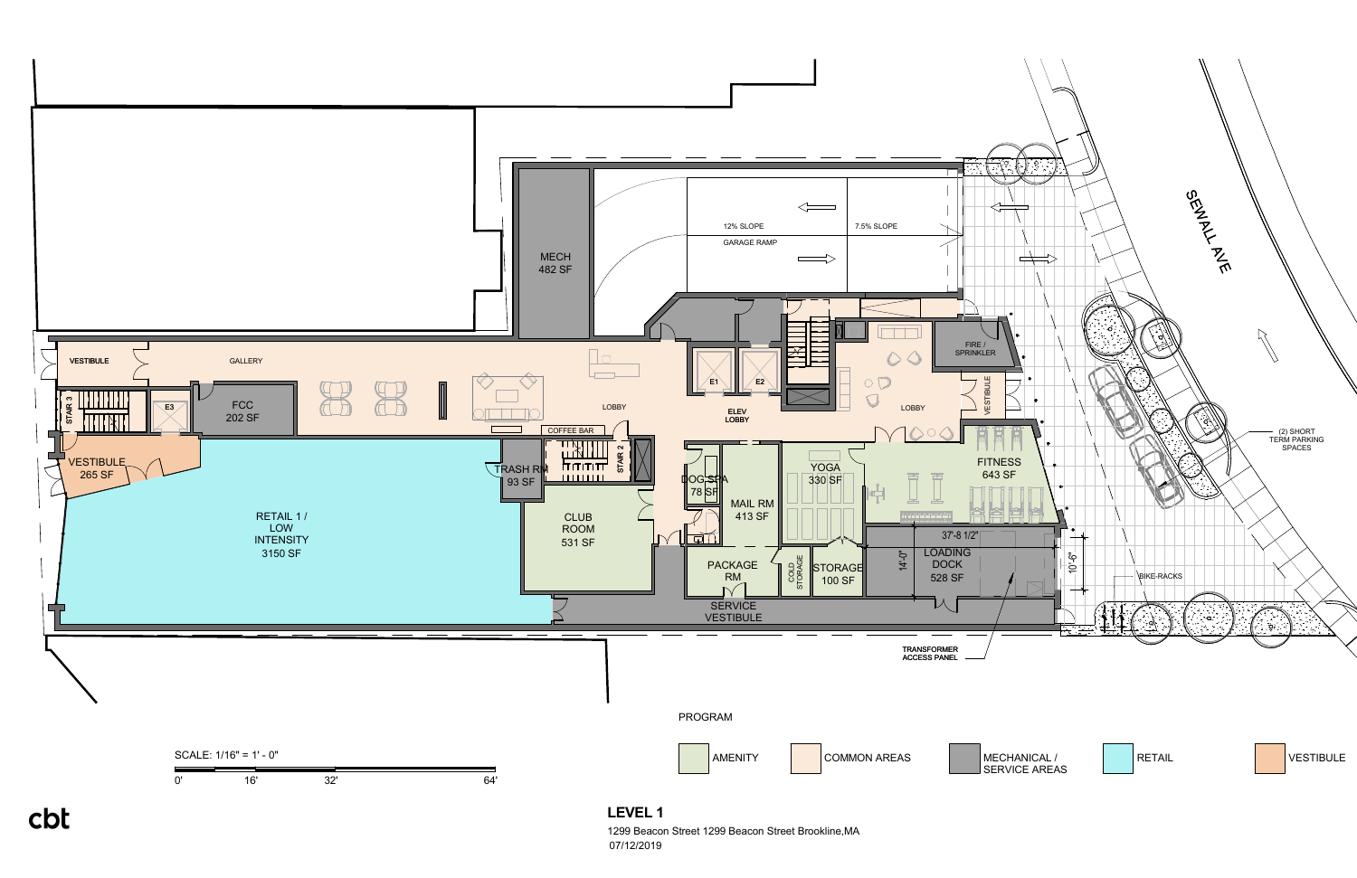MECH
482 SF

12% SLOPE

7.5% SLOPE

GARAGE RAMP

SEWALL AVE

VESTIBULE

GALLERY

STAIR 3

E3

FCC
202 SF

LOBBY

E1

E2

ELEV
LOBBY

LOBBY

FIRE / SPRINKLER

VESTIBULE

COFFEE BAR

VESTIBULE
265 SF

TRASH RM
93 SF

STAIR 2

DOG SPA
78 SF

MAIL RM
413 SF

YOGA
330 SF

FITNESS
643 SF

(2) SHORT TERM PARKING SPACES

RETAIL 1 / LOW INTENSITY
3150 SF

CLUB ROOM
531 SF

PACKAGE RM

COLD STORAGE

STORAGE
100 SF

37'-8 1/2"

14'-0"

LOADING DOCK
528 SF

10'-6"

BIKE-RACKS

SERVICE VESTIBULE

TRANSFORMER ACCESS PANEL

SCALE: 1/16" = 1' - 0"

0' 16' 32' 64'

PROGRAM

- AMENITY
- COMMON AREAS
- MECHANICAL / SERVICE AREAS
- RETAIL
- VESTIBULE

cbt

## LEVEL 1

1299 Beacon Street 1299 Beacon Street Brookline,MA

07/12/2019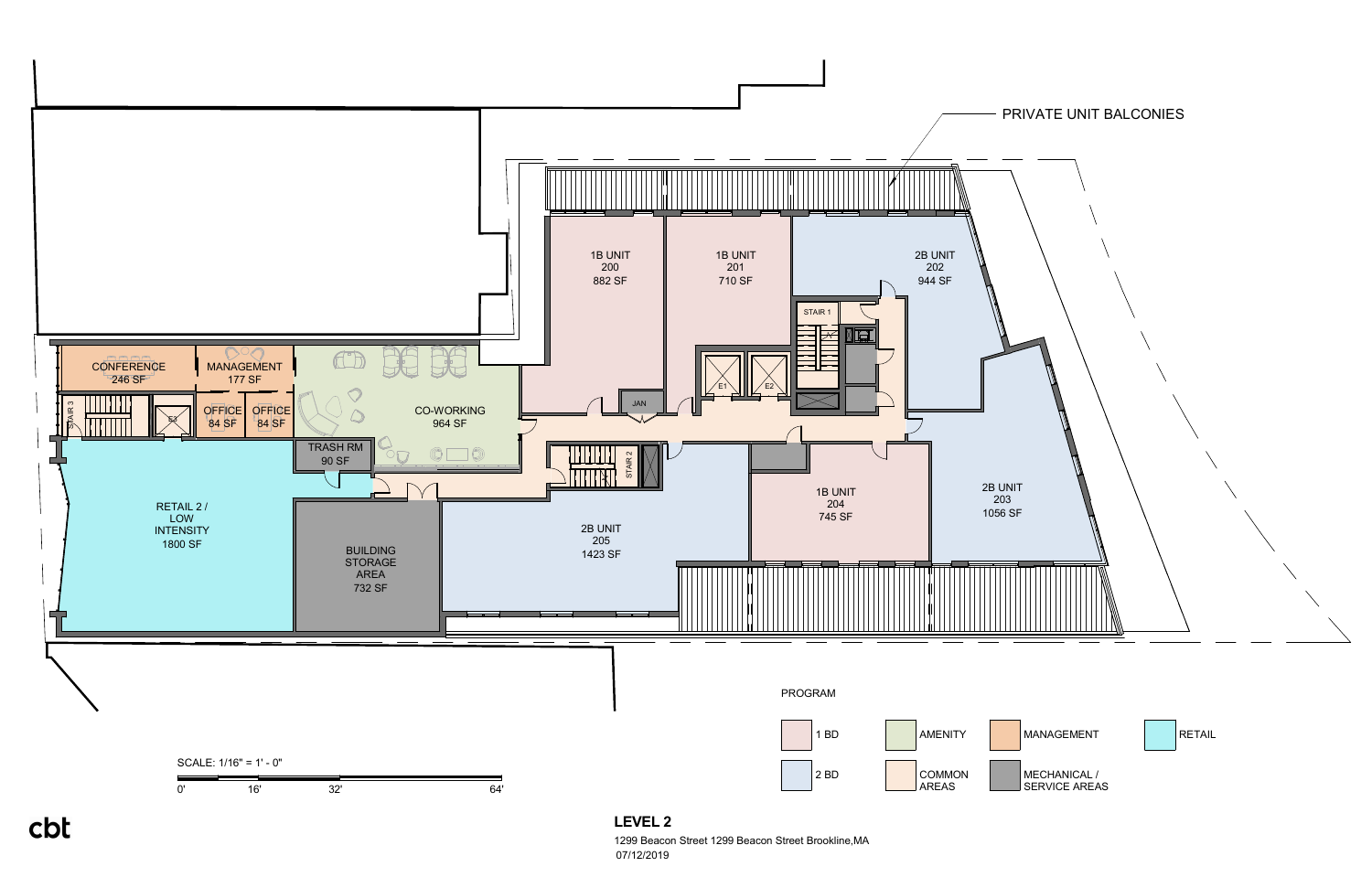PRIVATE UNIT BALCONIES

1B UNIT
200
882 SF

1B UNIT
201
710 SF

2B UNIT
202
944 SF

STAIR 1

E1

E2

JAN

CONFERENCE
246 SF

MANAGEMENT
177 SF

STAIR 3

E3

OFFICE
84 SF

OFFICE
84 SF

CO-WORKING
964 SF

TRASH RM
90 SF

STAIR 2

1B UNIT
204
745 SF

2B UNIT
203
1056 SF

RETAIL 2 /
LOW
INTENSITY
1800 SF

BUILDING
STORAGE
AREA
732 SF

2B UNIT
205
1423 SF

PROGRAM

- 1 BD
- 2 BD
- AMENITY
- COMMON AREAS
- MANAGEMENT
- MECHANICAL / SERVICE AREAS
- RETAIL

SCALE: 1/16" = 1' - 0"

0' 16' 32' 64'

cbt

## LEVEL 2

1299 Beacon Street 1299 Beacon Street Brookline,MA
07/12/2019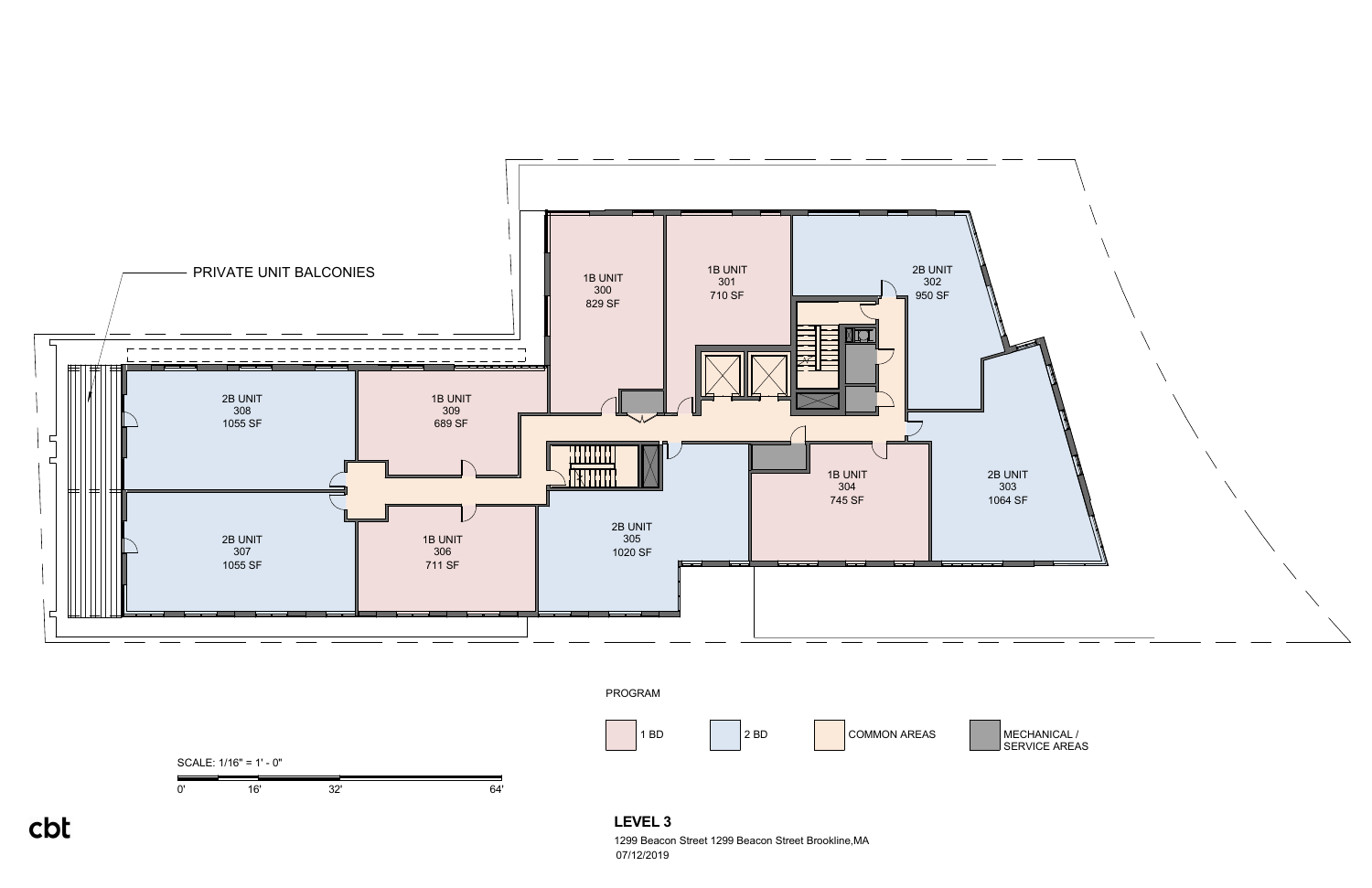PRIVATE UNIT BALCONIES

1B UNIT
300
829 SF

1B UNIT
301
710 SF

2B UNIT
302
950 SF

2B UNIT
308
1055 SF

1B UNIT
309
689 SF

1B UNIT
304
745 SF

2B UNIT
303
1064 SF

2B UNIT
305
1020 SF

2B UNIT
307
1055 SF

1B UNIT
306
711 SF

PROGRAM

- 1 BD
- 2 BD
- COMMON AREAS
- MECHANICAL / SERVICE AREAS

SCALE: 1/16" = 1' - 0"

0' 16' 32' 64'

cbt

## LEVEL 3

1299 Beacon Street 1299 Beacon Street Brookline,MA

07/12/2019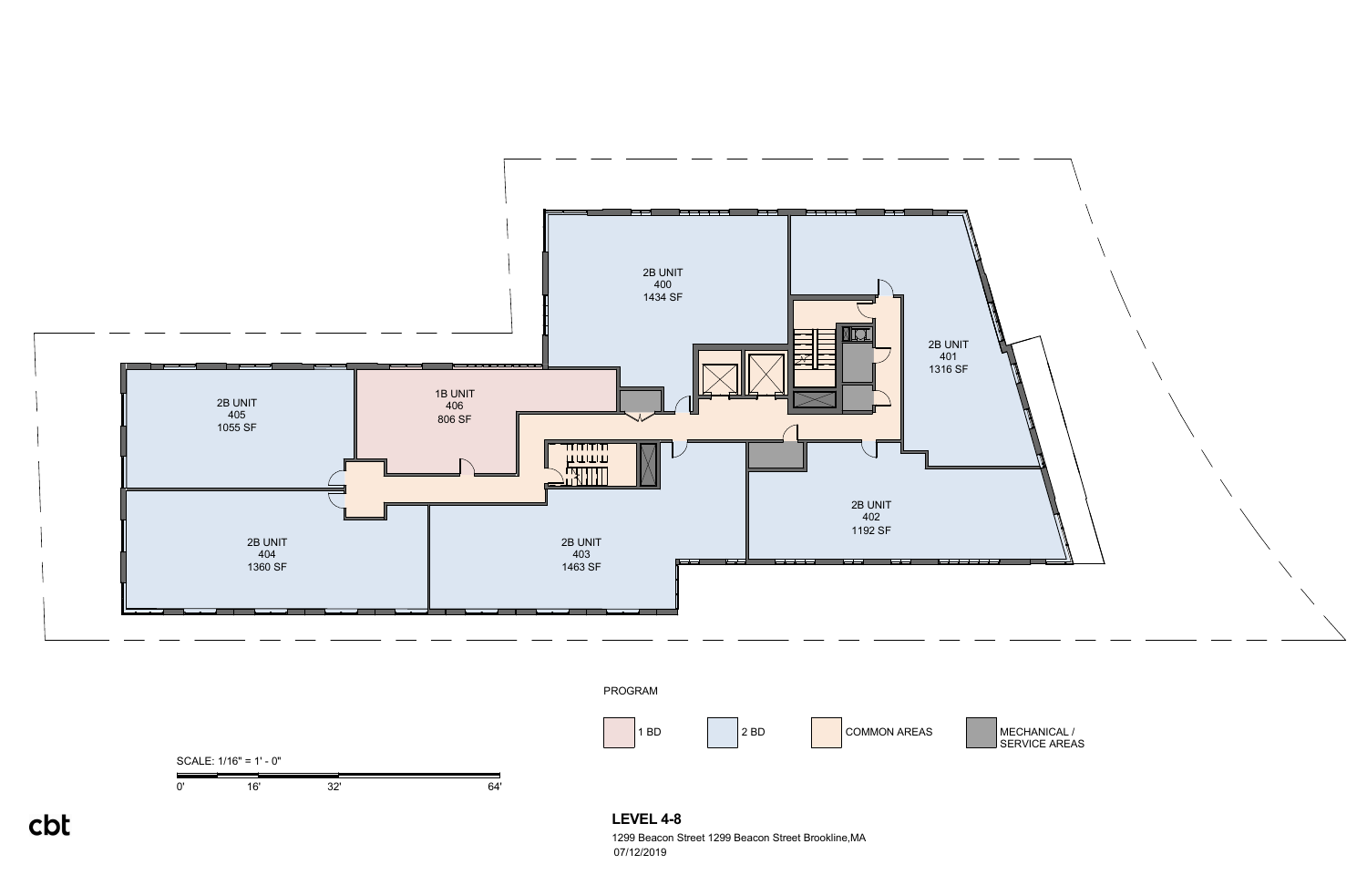2B UNIT
400
1434 SF

2B UNIT
401
1316 SF

1B UNIT
406
806 SF

2B UNIT
405
1055 SF

2B UNIT
402
1192 SF

2B UNIT
404
1360 SF

2B UNIT
403
1463 SF

PROGRAM

- 1 BD
- 2 BD
- COMMON AREAS
- MECHANICAL / SERVICE AREAS

SCALE: 1/16" = 1' - 0"

0' 16' 32' 64'

cbt

**LEVEL 4-8**

1299 Beacon Street 1299 Beacon Street Brookline,MA

07/12/2019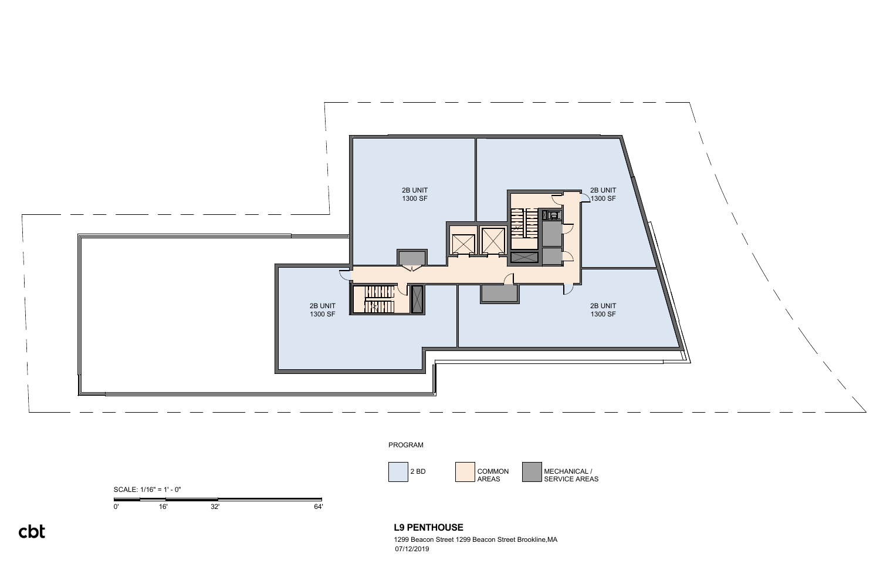2B UNIT
1300 SF

2B UNIT
1300 SF

2B UNIT
1300 SF

2B UNIT
1300 SF

PROGRAM

2 BD

COMMON AREAS

MECHANICAL / SERVICE AREAS

SCALE: 1/16" = 1' - 0"

0' 16' 32' 64'

cbt

**L9 PENTHOUSE**

1299 Beacon Street 1299 Beacon Street Brookline,MA

07/12/2019